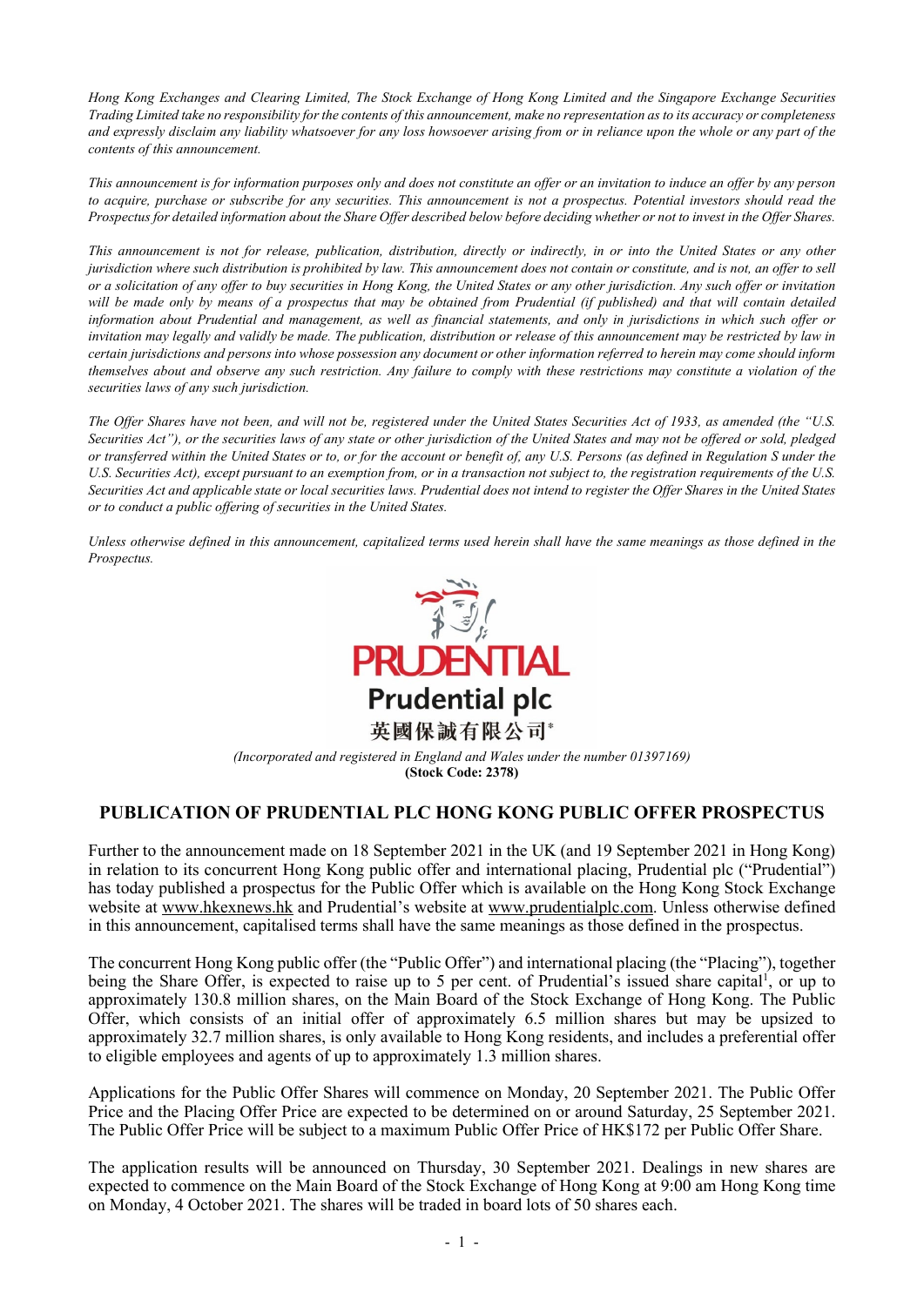*Hong Kong Exchanges and Clearing Limited, The Stock Exchange of Hong Kong Limited and the Singapore Exchange Securities Trading Limited take no responsibility for the contents of this announcement, make no representation as to its accuracy or completeness and expressly disclaim any liability whatsoever for any loss howsoever arising from or in reliance upon the whole or any part of the contents of this announcement.*

*This announcement is for information purposes only and does not constitute an offer or an invitation to induce an offer by any person to acquire, purchase or subscribe for any securities. This announcement is not a prospectus. Potential investors should read the Prospectus for detailed information about the Share Offer described below before deciding whether or not to invest in the Offer Shares.*

*This announcement is not for release, publication, distribution, directly or indirectly, in or into the United States or any other jurisdiction where such distribution is prohibited by law. This announcement does not contain or constitute, and is not, an offer to sell or a solicitation of any offer to buy securities in Hong Kong, the United States or any other jurisdiction. Any such offer or invitation will be made only by means of a prospectus that may be obtained from Prudential (if published) and that will contain detailed information about Prudential and management, as well as financial statements, and only in jurisdictions in which such offer or invitation may legally and validly be made. The publication, distribution or release of this announcement may be restricted by law in certain jurisdictions and persons into whose possession any document or other information referred to herein may come should inform themselves about and observe any such restriction. Any failure to comply with these restrictions may constitute a violation of the securities laws of any such jurisdiction.*

*The Offer Shares have not been, and will not be, registered under the United States Securities Act of 1933, as amended (the "U.S. Securities Act"), or the securities laws of any state or other jurisdiction of the United States and may not be offered or sold, pledged or transferred within the United States or to, or for the account or benefit of, any U.S. Persons (as defined in Regulation S under the U.S. Securities Act), except pursuant to an exemption from, or in a transaction not subject to, the registration requirements of the U.S. Securities Act and applicable state or local securities laws. Prudential does not intend to register the Offer Shares in the United States or to conduct a public offering of securities in the United States.*

*Unless otherwise defined in this announcement, capitalized terms used herein shall have the same meanings as those defined in the Prospectus.*

**PRUDENTIAL**

**Prudential plc**

**英國保誠有限公司***

*(Incorporated and registered in England and Wales under the number 01397169)*

**(Stock Code: 2378)**

## PUBLICATION OF PRUDENTIAL PLC HONG KONG PUBLIC OFFER PROSPECTUS

Further to the announcement made on 18 September 2021 in the UK (and 19 September 2021 in Hong Kong) in relation to its concurrent Hong Kong public offer and international placing, Prudential plc ("Prudential") has today published a prospectus for the Public Offer which is available on the Hong Kong Stock Exchange website at www.hkexnews.hk and Prudential's website at www.prudentialplc.com. Unless otherwise defined in this announcement, capitalised terms shall have the same meanings as those defined in the prospectus.

The concurrent Hong Kong public offer (the "Public Offer") and international placing (the "Placing"), together being the Share Offer, is expected to raise up to 5 per cent. of Prudential's issued share capital[1], or up to approximately 130.8 million shares, on the Main Board of the Stock Exchange of Hong Kong. The Public Offer, which consists of an initial offer of approximately 6.5 million shares but may be upsized to approximately 32.7 million shares, is only available to Hong Kong residents, and includes a preferential offer to eligible employees and agents of up to approximately 1.3 million shares.

Applications for the Public Offer Shares will commence on Monday, 20 September 2021. The Public Offer Price and the Placing Offer Price are expected to be determined on or around Saturday, 25 September 2021. The Public Offer Price will be subject to a maximum Public Offer Price of HK$172 per Public Offer Share.

The application results will be announced on Thursday, 30 September 2021. Dealings in new shares are expected to commence on the Main Board of the Stock Exchange of Hong Kong at 9:00 am Hong Kong time on Monday, 4 October 2021. The shares will be traded in board lots of 50 shares each.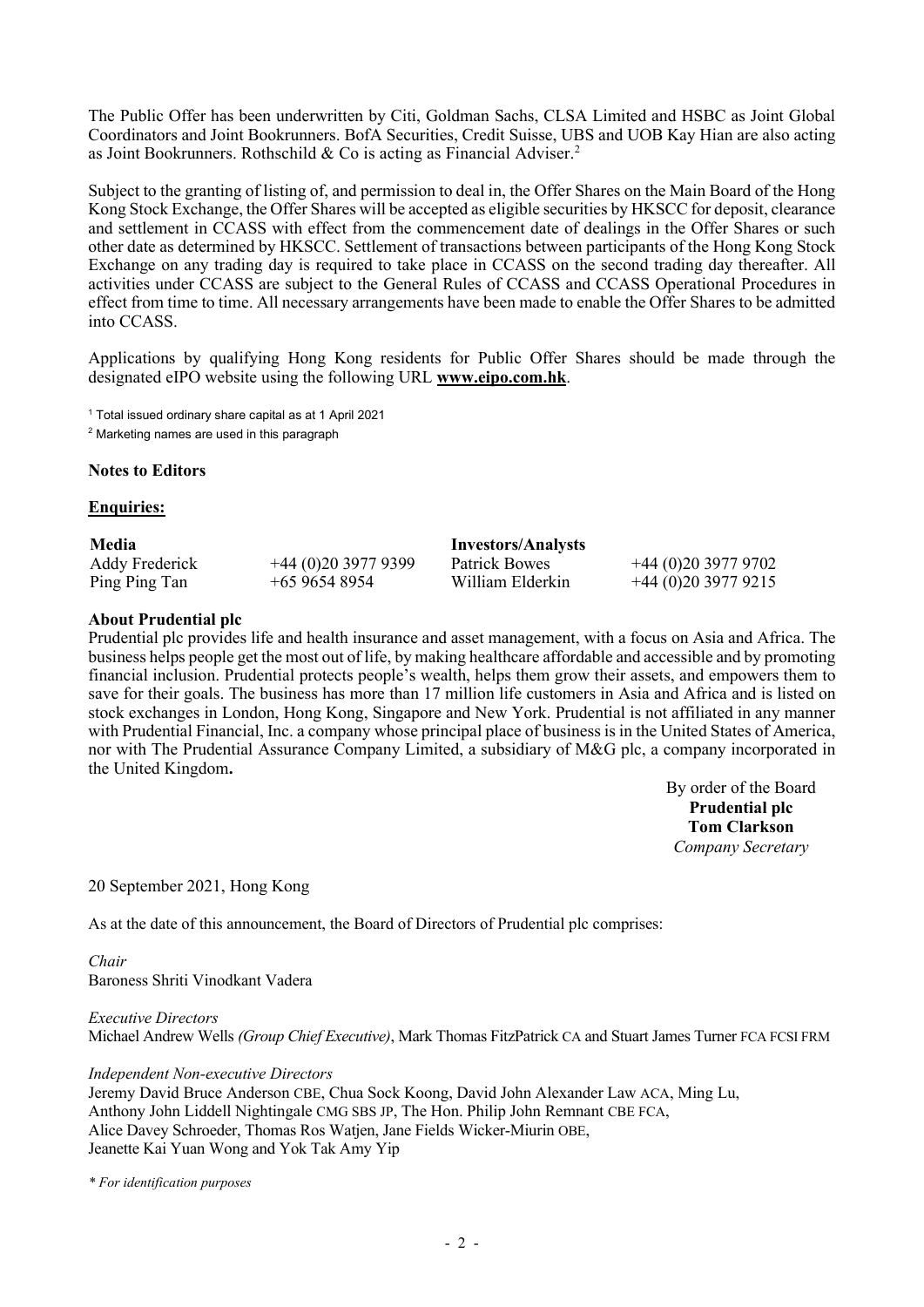The Public Offer has been underwritten by Citi, Goldman Sachs, CLSA Limited and HSBC as Joint Global Coordinators and Joint Bookrunners. BofA Securities, Credit Suisse, UBS and UOB Kay Hian are also acting as Joint Bookrunners. Rothschild & Co is acting as Financial Adviser.[2]

Subject to the granting of listing of, and permission to deal in, the Offer Shares on the Main Board of the Hong Kong Stock Exchange, the Offer Shares will be accepted as eligible securities by HKSCC for deposit, clearance and settlement in CCASS with effect from the commencement date of dealings in the Offer Shares or such other date as determined by HKSCC. Settlement of transactions between participants of the Hong Kong Stock Exchange on any trading day is required to take place in CCASS on the second trading day thereafter. All activities under CCASS are subject to the General Rules of CCASS and CCASS Operational Procedures in effect from time to time. All necessary arrangements have been made to enable the Offer Shares to be admitted into CCASS.

Applications by qualifying Hong Kong residents for Public Offer Shares should be made through the designated eIPO website using the following URL **www.eipo.com.hk**.

[1] Total issued ordinary share capital as at 1 April 2021

[2] Marketing names are used in this paragraph

**Notes to Editors**

**Enquiries:**

| **Media** | | **Investors/Analysts** | |
|---|---|---|---|
| Addy Frederick | +44 (0)20 3977 9399 | Patrick Bowes | +44 (0)20 3977 9702 |
| Ping Ping Tan | +65 9654 8954 | William Elderkin | +44 (0)20 3977 9215 |

**About Prudential plc**

Prudential plc provides life and health insurance and asset management, with a focus on Asia and Africa. The business helps people get the most out of life, by making healthcare affordable and accessible and by promoting financial inclusion. Prudential protects people's wealth, helps them grow their assets, and empowers them to save for their goals. The business has more than 17 million life customers in Asia and Africa and is listed on stock exchanges in London, Hong Kong, Singapore and New York. Prudential is not affiliated in any manner with Prudential Financial, Inc. a company whose principal place of business is in the United States of America, nor with The Prudential Assurance Company Limited, a subsidiary of M&G plc, a company incorporated in the United Kingdom**.**

By order of the Board
**Prudential plc**
**Tom Clarkson**
*Company Secretary*

20 September 2021, Hong Kong

As at the date of this announcement, the Board of Directors of Prudential plc comprises:

*Chair*
Baroness Shriti Vinodkant Vadera

*Executive Directors*
Michael Andrew Wells *(Group Chief Executive)*, Mark Thomas FitzPatrick CA and Stuart James Turner FCA FCSI FRM

*Independent Non-executive Directors*
Jeremy David Bruce Anderson CBE, Chua Sock Koong, David John Alexander Law ACA, Ming Lu, Anthony John Liddell Nightingale CMG SBS JP, The Hon. Philip John Remnant CBE FCA, Alice Davey Schroeder, Thomas Ros Watjen, Jane Fields Wicker-Miurin OBE, Jeanette Kai Yuan Wong and Yok Tak Amy Yip

*\* For identification purposes*